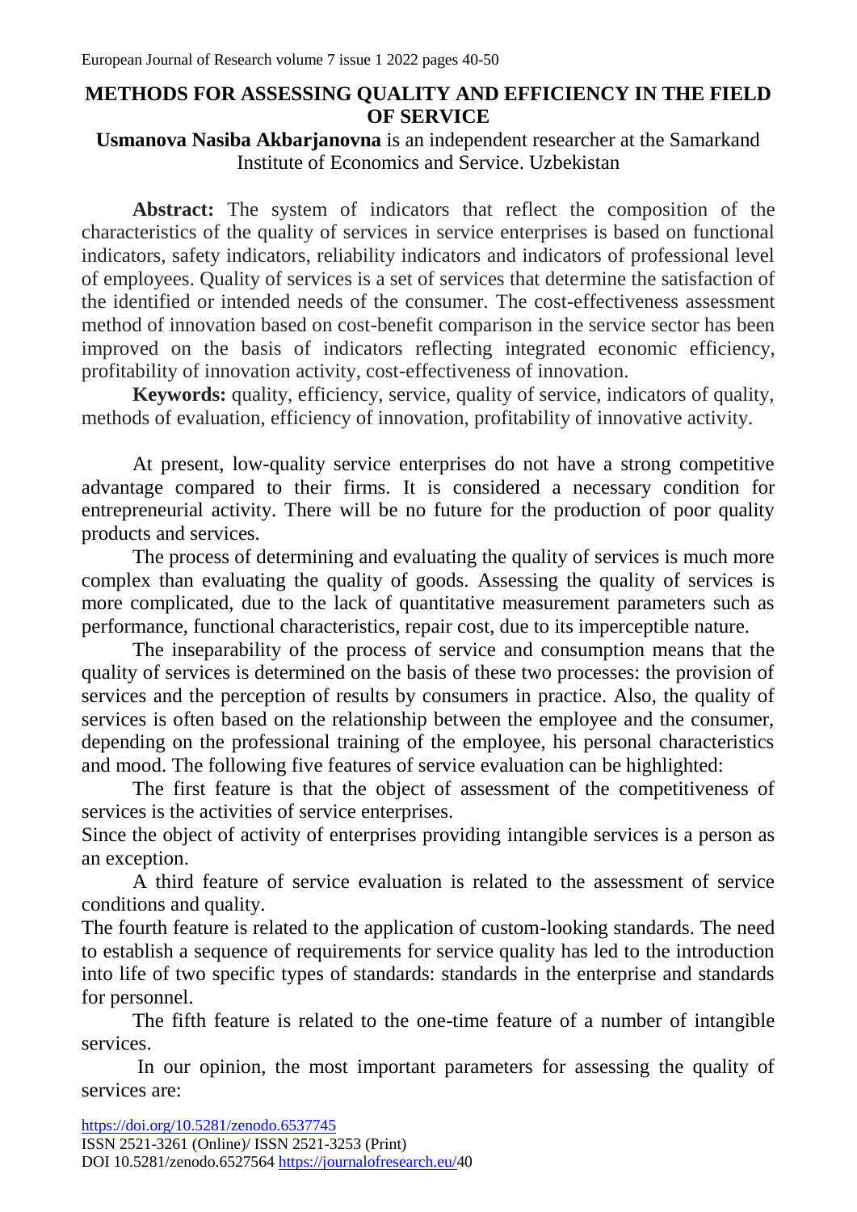# METHODS FOR ASSESSING QUALITY AND EFFICIENCY IN THE FIELD OF SERVICE

**Usmanova Nasiba Akbarjanovna** is an independent researcher at the Samarkand Institute of Economics and Service. Uzbekistan

**Abstract:** The system of indicators that reflect the composition of the characteristics of the quality of services in service enterprises is based on functional indicators, safety indicators, reliability indicators and indicators of professional level of employees. Quality of services is a set of services that determine the satisfaction of the identified or intended needs of the consumer. The cost-effectiveness assessment method of innovation based on cost-benefit comparison in the service sector has been improved on the basis of indicators reflecting integrated economic efficiency, profitability of innovation activity, cost-effectiveness of innovation.

**Keywords:** quality, efficiency, service, quality of service, indicators of quality, methods of evaluation, efficiency of innovation, profitability of innovative activity.

At present, low-quality service enterprises do not have a strong competitive advantage compared to their firms. It is considered a necessary condition for entrepreneurial activity. There will be no future for the production of poor quality products and services.

The process of determining and evaluating the quality of services is much more complex than evaluating the quality of goods. Assessing the quality of services is more complicated, due to the lack of quantitative measurement parameters such as performance, functional characteristics, repair cost, due to its imperceptible nature.

The inseparability of the process of service and consumption means that the quality of services is determined on the basis of these two processes: the provision of services and the perception of results by consumers in practice. Also, the quality of services is often based on the relationship between the employee and the consumer, depending on the professional training of the employee, his personal characteristics and mood. The following five features of service evaluation can be highlighted:

The first feature is that the object of assessment of the competitiveness of services is the activities of service enterprises.

Since the object of activity of enterprises providing intangible services is a person as an exception.

A third feature of service evaluation is related to the assessment of service conditions and quality.

The fourth feature is related to the application of custom-looking standards. The need to establish a sequence of requirements for service quality has led to the introduction into life of two specific types of standards: standards in the enterprise and standards for personnel.

The fifth feature is related to the one-time feature of a number of intangible services.

In our opinion, the most important parameters for assessing the quality of services are: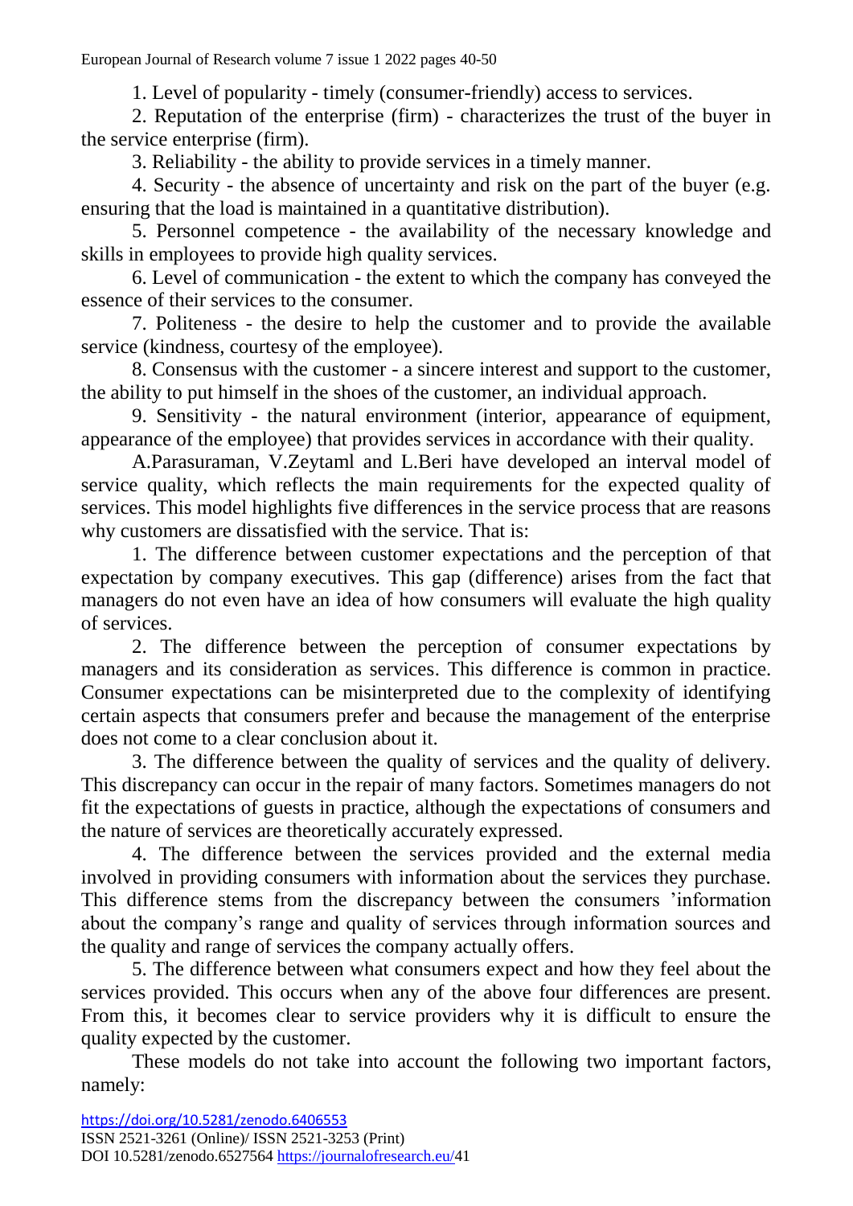1. Level of popularity - timely (consumer-friendly) access to services.

2. Reputation of the enterprise (firm) - characterizes the trust of the buyer in the service enterprise (firm).

3. Reliability - the ability to provide services in a timely manner.

4. Security - the absence of uncertainty and risk on the part of the buyer (e.g. ensuring that the load is maintained in a quantitative distribution).

5. Personnel competence - the availability of the necessary knowledge and skills in employees to provide high quality services.

6. Level of communication - the extent to which the company has conveyed the essence of their services to the consumer.

7. Politeness - the desire to help the customer and to provide the available service (kindness, courtesy of the employee).

8. Consensus with the customer - a sincere interest and support to the customer, the ability to put himself in the shoes of the customer, an individual approach.

9. Sensitivity - the natural environment (interior, appearance of equipment, appearance of the employee) that provides services in accordance with their quality.

A.Parasuraman, V.Zeytaml and L.Beri have developed an interval model of service quality, which reflects the main requirements for the expected quality of services. This model highlights five differences in the service process that are reasons why customers are dissatisfied with the service. That is:

1. The difference between customer expectations and the perception of that expectation by company executives. This gap (difference) arises from the fact that managers do not even have an idea of how consumers will evaluate the high quality of services.

2. The difference between the perception of consumer expectations by managers and its consideration as services. This difference is common in practice. Consumer expectations can be misinterpreted due to the complexity of identifying certain aspects that consumers prefer and because the management of the enterprise does not come to a clear conclusion about it.

3. The difference between the quality of services and the quality of delivery. This discrepancy can occur in the repair of many factors. Sometimes managers do not fit the expectations of guests in practice, although the expectations of consumers and the nature of services are theoretically accurately expressed.

4. The difference between the services provided and the external media involved in providing consumers with information about the services they purchase. This difference stems from the discrepancy between the consumers 'information about the company's range and quality of services through information sources and the quality and range of services the company actually offers.

5. The difference between what consumers expect and how they feel about the services provided. This occurs when any of the above four differences are present. From this, it becomes clear to service providers why it is difficult to ensure the quality expected by the customer.

These models do not take into account the following two important factors, namely: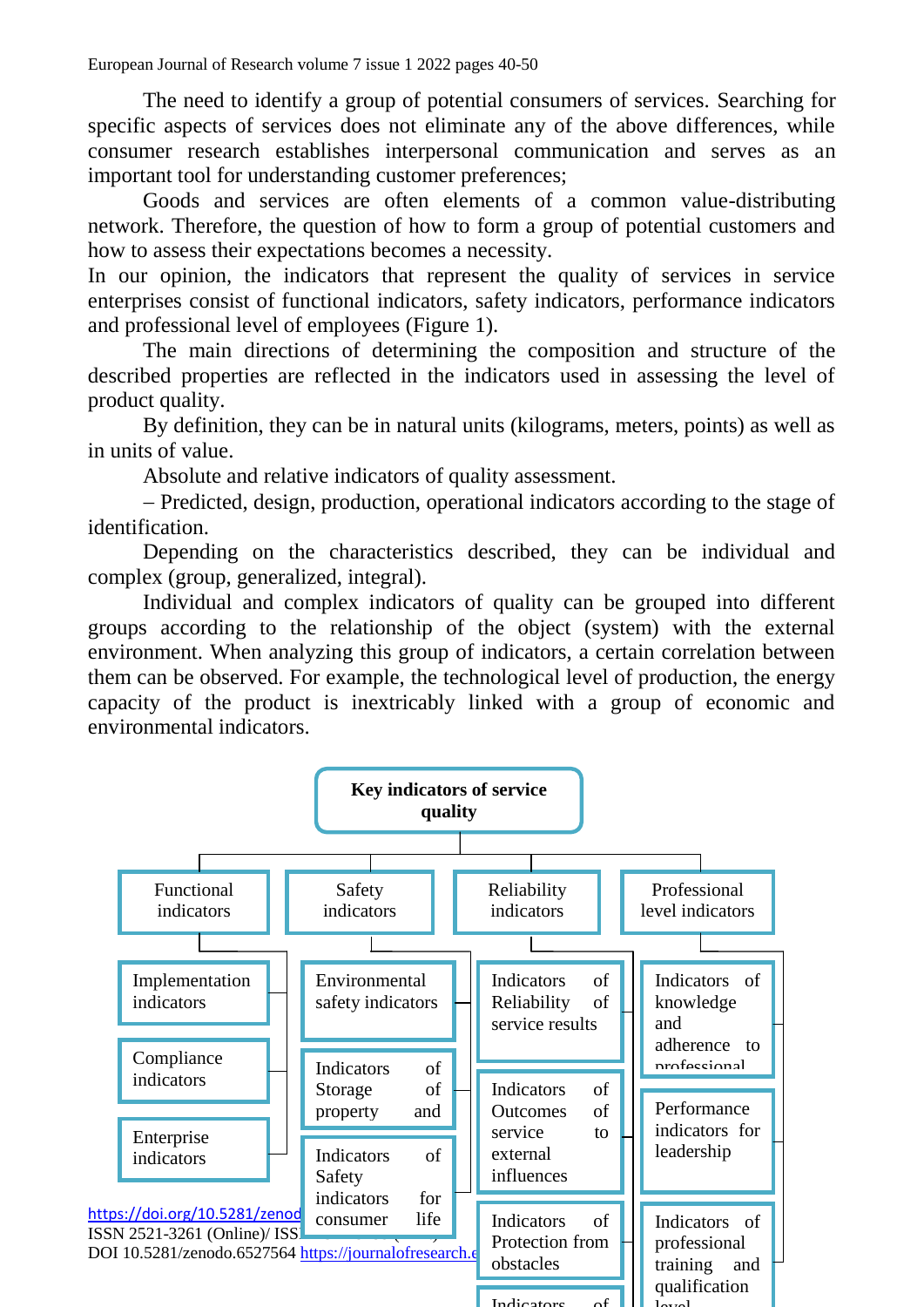The need to identify a group of potential consumers of services. Searching for specific aspects of services does not eliminate any of the above differences, while consumer research establishes interpersonal communication and serves as an important tool for understanding customer preferences;

Goods and services are often elements of a common value-distributing network. Therefore, the question of how to form a group of potential customers and how to assess their expectations becomes a necessity.

In our opinion, the indicators that represent the quality of services in service enterprises consist of functional indicators, safety indicators, performance indicators and professional level of employees (Figure 1).

The main directions of determining the composition and structure of the described properties are reflected in the indicators used in assessing the level of product quality.

By definition, they can be in natural units (kilograms, meters, points) as well as in units of value.

Absolute and relative indicators of quality assessment.

– Predicted, design, production, operational indicators according to the stage of identification.

Depending on the characteristics described, they can be individual and complex (group, generalized, integral).

Individual and complex indicators of quality can be grouped into different groups according to the relationship of the object (system) with the external environment. When analyzing this group of indicators, a certain correlation between them can be observed. For example, the technological level of production, the energy capacity of the product is inextricably linked with a group of economic and environmental indicators.

**Key indicators of service quality**

- Functional indicators
  - Implementation indicators
  - Compliance indicators
  - Enterprise indicators
- Safety indicators
  - Environmental safety indicators
  - Indicators of Storage of property and
  - Indicators of Safety indicators for consumer life
- Reliability indicators
  - Indicators of Reliability of service results
  - Indicators of Outcomes of service to external influences
  - Indicators of Protection from obstacles
  - Indicators of
- Professional level indicators
  - Indicators of knowledge and adherence to professional
  - Performance indicators for leadership
  - Indicators of professional training and qualification level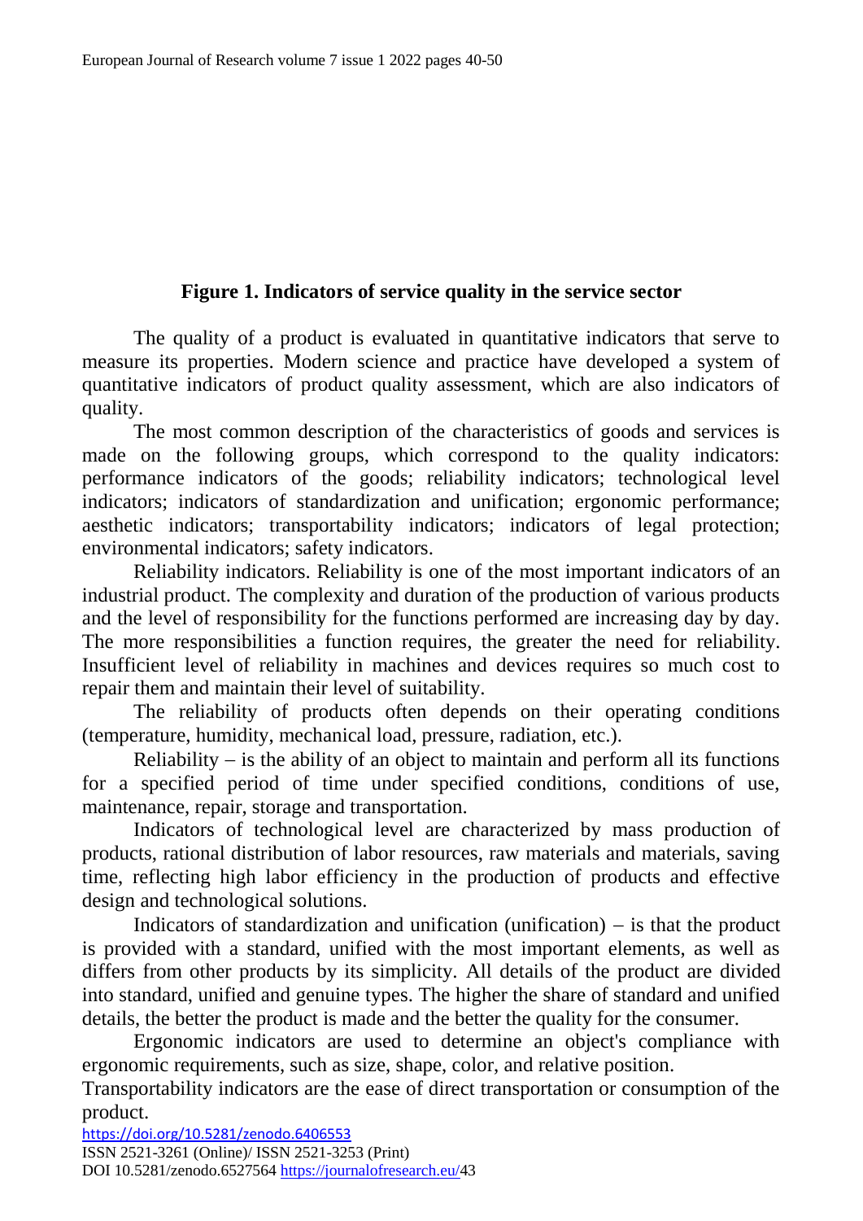**Figure 1. Indicators of service quality in the service sector**

The quality of a product is evaluated in quantitative indicators that serve to measure its properties. Modern science and practice have developed a system of quantitative indicators of product quality assessment, which are also indicators of quality.

The most common description of the characteristics of goods and services is made on the following groups, which correspond to the quality indicators: performance indicators of the goods; reliability indicators; technological level indicators; indicators of standardization and unification; ergonomic performance; aesthetic indicators; transportability indicators; indicators of legal protection; environmental indicators; safety indicators.

Reliability indicators. Reliability is one of the most important indicators of an industrial product. The complexity and duration of the production of various products and the level of responsibility for the functions performed are increasing day by day. The more responsibilities a function requires, the greater the need for reliability. Insufficient level of reliability in machines and devices requires so much cost to repair them and maintain their level of suitability.

The reliability of products often depends on their operating conditions (temperature, humidity, mechanical load, pressure, radiation, etc.).

Reliability – is the ability of an object to maintain and perform all its functions for a specified period of time under specified conditions, conditions of use, maintenance, repair, storage and transportation.

Indicators of technological level are characterized by mass production of products, rational distribution of labor resources, raw materials and materials, saving time, reflecting high labor efficiency in the production of products and effective design and technological solutions.

Indicators of standardization and unification (unification) – is that the product is provided with a standard, unified with the most important elements, as well as differs from other products by its simplicity. All details of the product are divided into standard, unified and genuine types. The higher the share of standard and unified details, the better the product is made and the better the quality for the consumer.

Ergonomic indicators are used to determine an object's compliance with ergonomic requirements, such as size, shape, color, and relative position.

Transportability indicators are the ease of direct transportation or consumption of the product.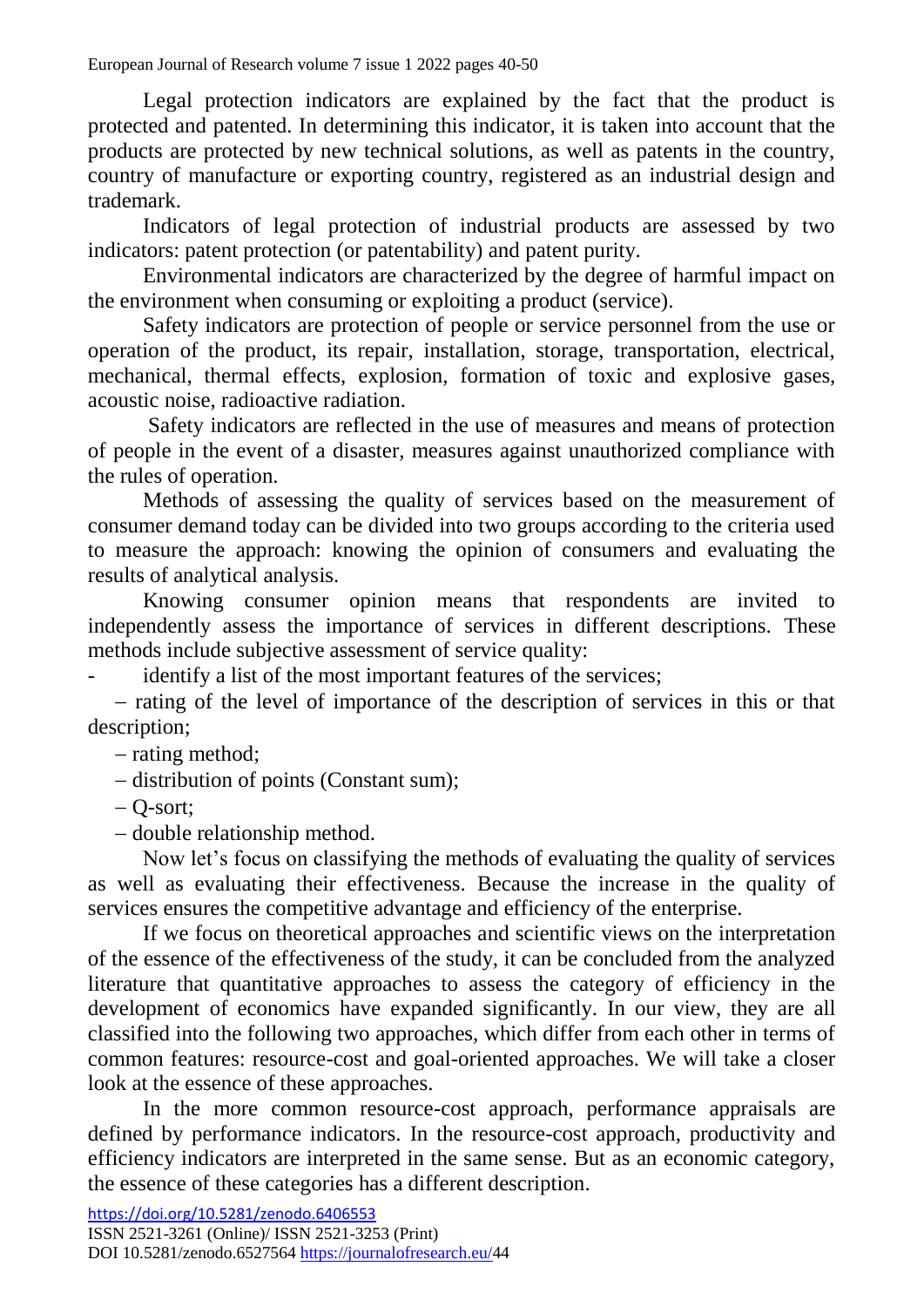Legal protection indicators are explained by the fact that the product is protected and patented. In determining this indicator, it is taken into account that the products are protected by new technical solutions, as well as patents in the country, country of manufacture or exporting country, registered as an industrial design and trademark.

Indicators of legal protection of industrial products are assessed by two indicators: patent protection (or patentability) and patent purity.

Environmental indicators are characterized by the degree of harmful impact on the environment when consuming or exploiting a product (service).

Safety indicators are protection of people or service personnel from the use or operation of the product, its repair, installation, storage, transportation, electrical, mechanical, thermal effects, explosion, formation of toxic and explosive gases, acoustic noise, radioactive radiation.

Safety indicators are reflected in the use of measures and means of protection of people in the event of a disaster, measures against unauthorized compliance with the rules of operation.

Methods of assessing the quality of services based on the measurement of consumer demand today can be divided into two groups according to the criteria used to measure the approach: knowing the opinion of consumers and evaluating the results of analytical analysis.

Knowing consumer opinion means that respondents are invited to independently assess the importance of services in different descriptions. These methods include subjective assessment of service quality:

- identify a list of the most important features of the services;
- rating of the level of importance of the description of services in this or that description;
- rating method;
- distribution of points (Constant sum);
- Q-sort;
- double relationship method.

Now let's focus on classifying the methods of evaluating the quality of services as well as evaluating their effectiveness. Because the increase in the quality of services ensures the competitive advantage and efficiency of the enterprise.

If we focus on theoretical approaches and scientific views on the interpretation of the essence of the effectiveness of the study, it can be concluded from the analyzed literature that quantitative approaches to assess the category of efficiency in the development of economics have expanded significantly. In our view, they are all classified into the following two approaches, which differ from each other in terms of common features: resource-cost and goal-oriented approaches. We will take a closer look at the essence of these approaches.

In the more common resource-cost approach, performance appraisals are defined by performance indicators. In the resource-cost approach, productivity and efficiency indicators are interpreted in the same sense. But as an economic category, the essence of these categories has a different description.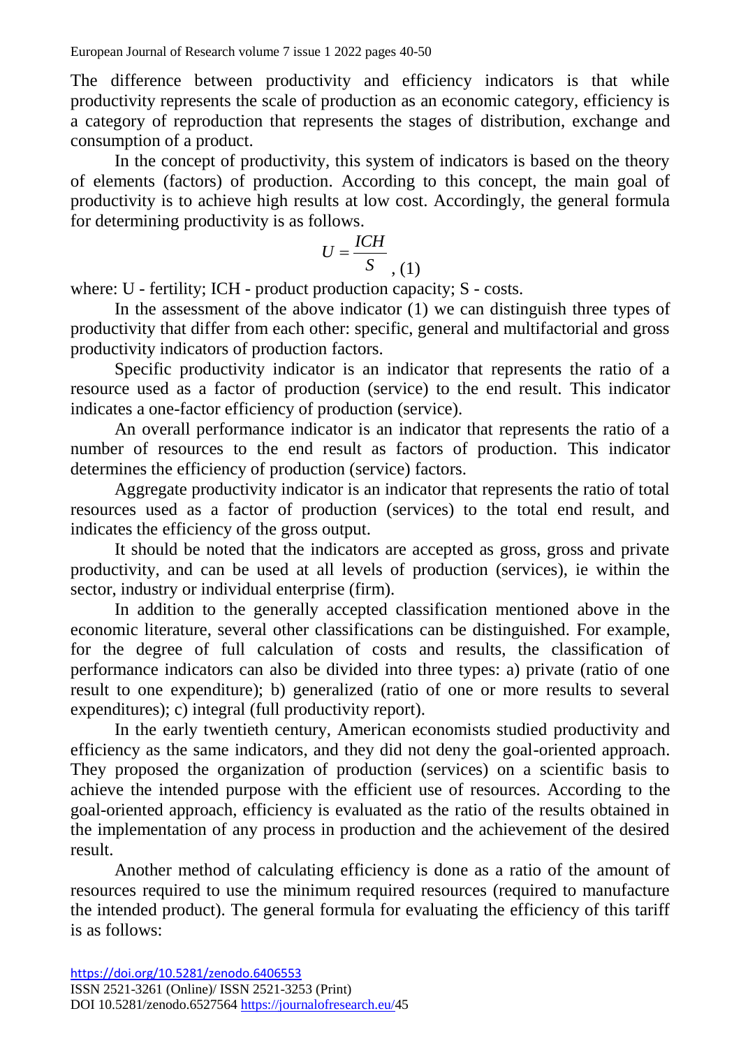The difference between productivity and efficiency indicators is that while productivity represents the scale of production as an economic category, efficiency is a category of reproduction that represents the stages of distribution, exchange and consumption of a product.

In the concept of productivity, this system of indicators is based on the theory of elements (factors) of production. According to this concept, the main goal of productivity is to achieve high results at low cost. Accordingly, the general formula for determining productivity is as follows.

$$U = \frac{ICH}{S}, (1)$$

where: U - fertility; ICH - product production capacity; S - costs.

In the assessment of the above indicator (1) we can distinguish three types of productivity that differ from each other: specific, general and multifactorial and gross productivity indicators of production factors.

Specific productivity indicator is an indicator that represents the ratio of a resource used as a factor of production (service) to the end result. This indicator indicates a one-factor efficiency of production (service).

An overall performance indicator is an indicator that represents the ratio of a number of resources to the end result as factors of production. This indicator determines the efficiency of production (service) factors.

Aggregate productivity indicator is an indicator that represents the ratio of total resources used as a factor of production (services) to the total end result, and indicates the efficiency of the gross output.

It should be noted that the indicators are accepted as gross, gross and private productivity, and can be used at all levels of production (services), ie within the sector, industry or individual enterprise (firm).

In addition to the generally accepted classification mentioned above in the economic literature, several other classifications can be distinguished. For example, for the degree of full calculation of costs and results, the classification of performance indicators can also be divided into three types: a) private (ratio of one result to one expenditure); b) generalized (ratio of one or more results to several expenditures); c) integral (full productivity report).

In the early twentieth century, American economists studied productivity and efficiency as the same indicators, and they did not deny the goal-oriented approach. They proposed the organization of production (services) on a scientific basis to achieve the intended purpose with the efficient use of resources. According to the goal-oriented approach, efficiency is evaluated as the ratio of the results obtained in the implementation of any process in production and the achievement of the desired result.

Another method of calculating efficiency is done as a ratio of the amount of resources required to use the minimum required resources (required to manufacture the intended product). The general formula for evaluating the efficiency of this tariff is as follows: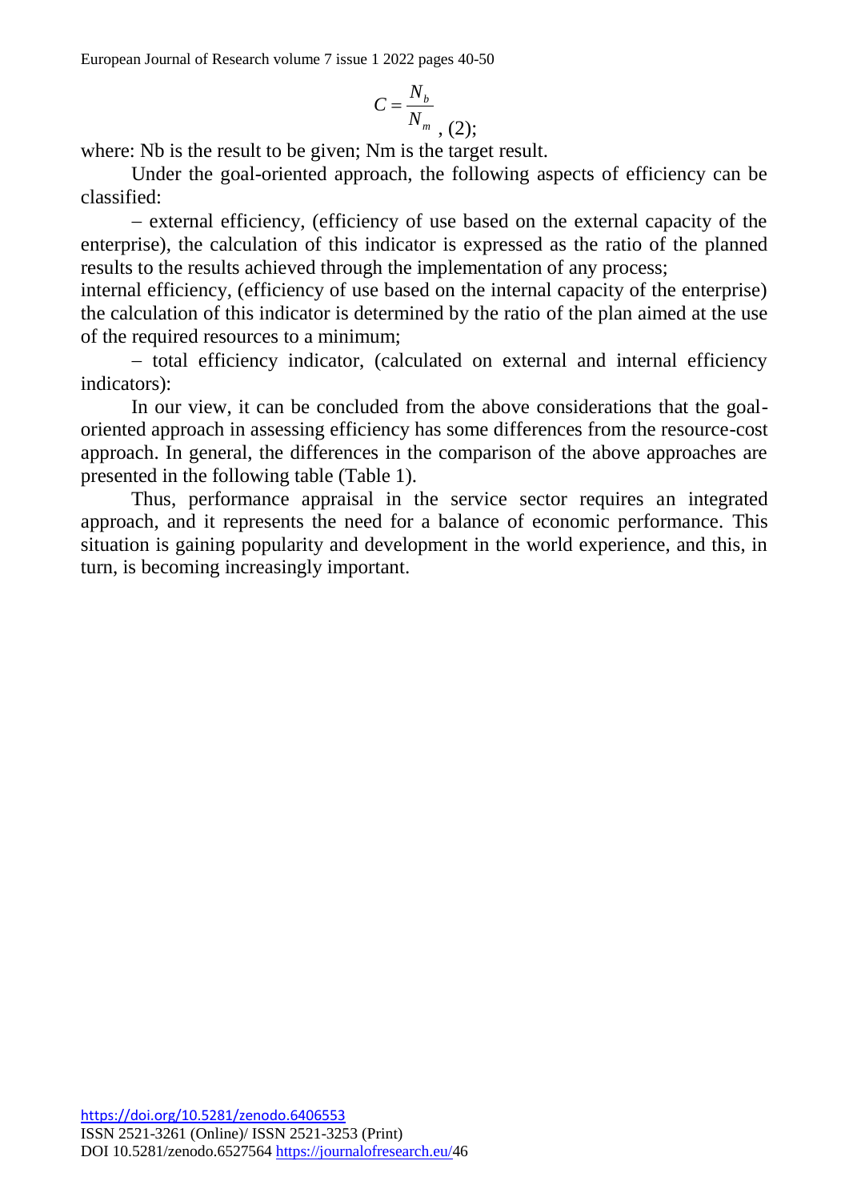$$C = \frac{N_b}{N_m}, (2);$$

where: Nb is the result to be given; Nm is the target result.

Under the goal-oriented approach, the following aspects of efficiency can be classified:

– external efficiency, (efficiency of use based on the external capacity of the enterprise), the calculation of this indicator is expressed as the ratio of the planned results to the results achieved through the implementation of any process;

internal efficiency, (efficiency of use based on the internal capacity of the enterprise) the calculation of this indicator is determined by the ratio of the plan aimed at the use of the required resources to a minimum;

– total efficiency indicator, (calculated on external and internal efficiency indicators):

In our view, it can be concluded from the above considerations that the goal-oriented approach in assessing efficiency has some differences from the resource-cost approach. In general, the differences in the comparison of the above approaches are presented in the following table (Table 1).

Thus, performance appraisal in the service sector requires an integrated approach, and it represents the need for a balance of economic performance. This situation is gaining popularity and development in the world experience, and this, in turn, is becoming increasingly important.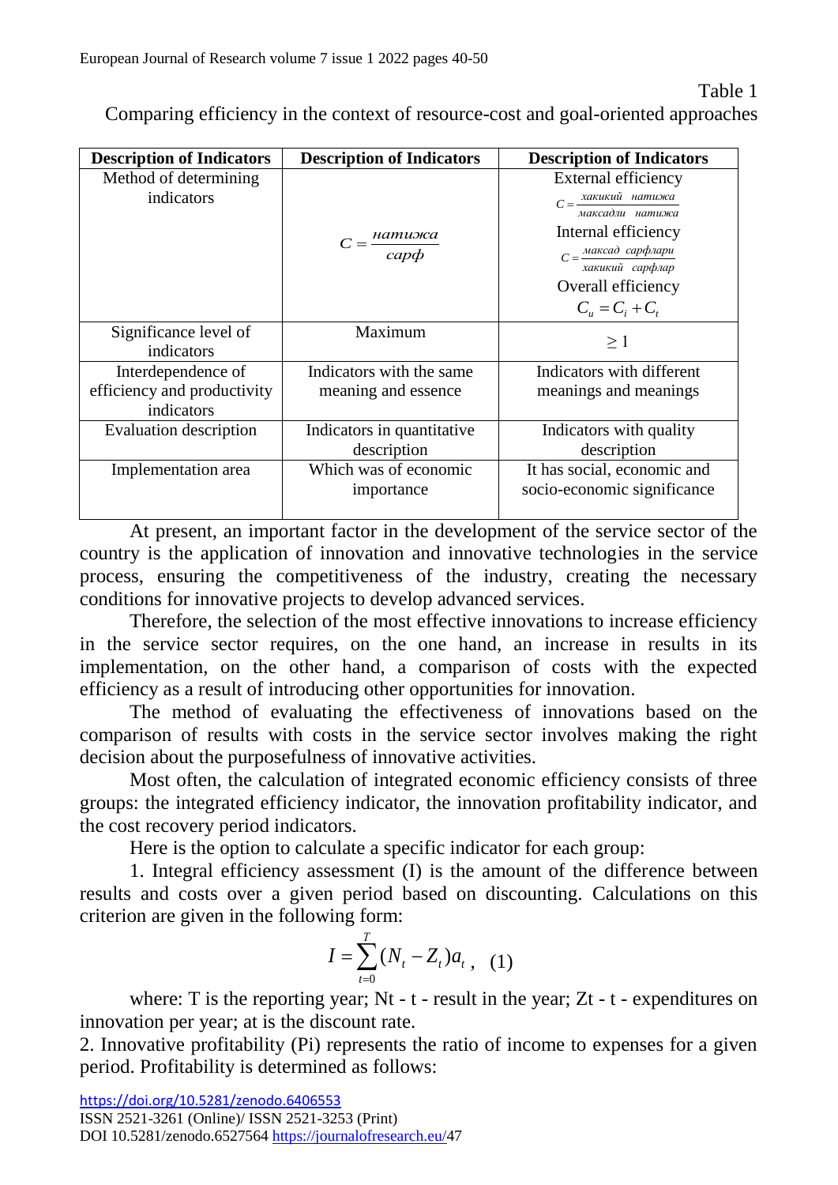Table 1

Comparing efficiency in the context of resource-cost and goal-oriented approaches

| Description of Indicators | Description of Indicators | Description of Indicators |
| --- | --- | --- |
| Method of determining indicators | $C = \frac{натижа}{сарф}$ | External efficiency $C = \frac{хакикий \ натижа}{максадли \ натижа}$ Internal efficiency $C = \frac{максад \ сарфлари}{хакикий \ сарфлар}$ Overall efficiency $C_u = C_i + C_t$ |
| Significance level of indicators | Maximum | $\geq 1$ |
| Interdependence of efficiency and productivity indicators | Indicators with the same meaning and essence | Indicators with different meanings and meanings |
| Evaluation description | Indicators in quantitative description | Indicators with quality description |
| Implementation area | Which was of economic importance | It has social, economic and socio-economic significance |

At present, an important factor in the development of the service sector of the country is the application of innovation and innovative technologies in the service process, ensuring the competitiveness of the industry, creating the necessary conditions for innovative projects to develop advanced services.

Therefore, the selection of the most effective innovations to increase efficiency in the service sector requires, on the one hand, an increase in results in its implementation, on the other hand, a comparison of costs with the expected efficiency as a result of introducing other opportunities for innovation.

The method of evaluating the effectiveness of innovations based on the comparison of results with costs in the service sector involves making the right decision about the purposefulness of innovative activities.

Most often, the calculation of integrated economic efficiency consists of three groups: the integrated efficiency indicator, the innovation profitability indicator, and the cost recovery period indicators.

Here is the option to calculate a specific indicator for each group:

1. Integral efficiency assessment (I) is the amount of the difference between results and costs over a given period based on discounting. Calculations on this criterion are given in the following form:

$$I = \sum_{t=0}^{T} (N_t - Z_t) a_t \,, \quad (1)$$

where: T is the reporting year; Nt - t - result in the year; Zt - t - expenditures on innovation per year; at is the discount rate.

2. Innovative profitability (Pi) represents the ratio of income to expenses for a given period. Profitability is determined as follows: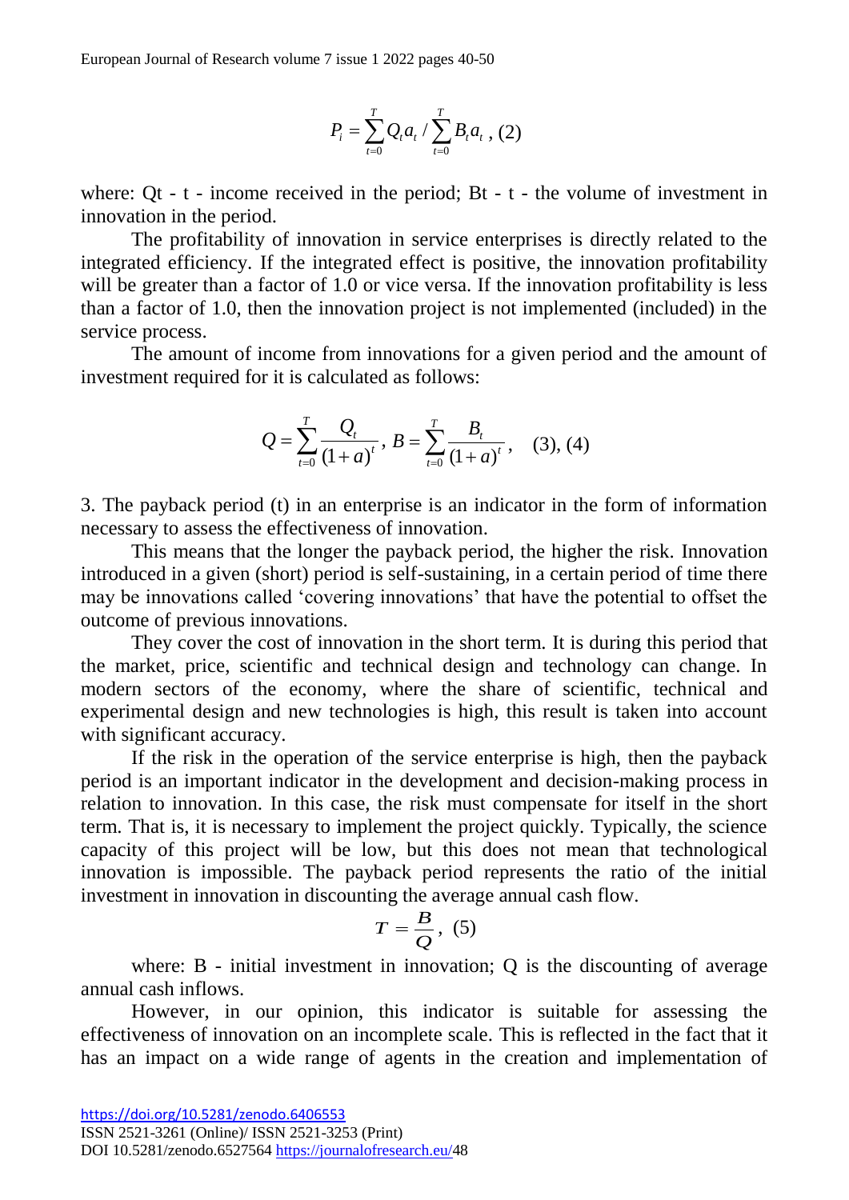$$P_i = \sum_{t=0}^{T} Q_t a_t / \sum_{t=0}^{T} B_t a_t \text{, (2)}$$

where: Qt - t - income received in the period; Bt - t - the volume of investment in innovation in the period.

The profitability of innovation in service enterprises is directly related to the integrated efficiency. If the integrated effect is positive, the innovation profitability will be greater than a factor of 1.0 or vice versa. If the innovation profitability is less than a factor of 1.0, then the innovation project is not implemented (included) in the service process.

The amount of income from innovations for a given period and the amount of investment required for it is calculated as follows:

$$Q = \sum_{t=0}^{T} \frac{Q_t}{(1+a)^t}, \; B = \sum_{t=0}^{T} \frac{B_t}{(1+a)^t}, \quad \text{(3), (4)}$$

3. The payback period (t) in an enterprise is an indicator in the form of information necessary to assess the effectiveness of innovation.

This means that the longer the payback period, the higher the risk. Innovation introduced in a given (short) period is self-sustaining, in a certain period of time there may be innovations called ‘covering innovations’ that have the potential to offset the outcome of previous innovations.

They cover the cost of innovation in the short term. It is during this period that the market, price, scientific and technical design and technology can change. In modern sectors of the economy, where the share of scientific, technical and experimental design and new technologies is high, this result is taken into account with significant accuracy.

If the risk in the operation of the service enterprise is high, then the payback period is an important indicator in the development and decision-making process in relation to innovation. In this case, the risk must compensate for itself in the short term. That is, it is necessary to implement the project quickly. Typically, the science capacity of this project will be low, but this does not mean that technological innovation is impossible. The payback period represents the ratio of the initial investment in innovation in discounting the average annual cash flow.

$$T = \frac{B}{Q}, \text{ (5)}$$

where: B - initial investment in innovation; Q is the discounting of average annual cash inflows.

However, in our opinion, this indicator is suitable for assessing the effectiveness of innovation on an incomplete scale. This is reflected in the fact that it has an impact on a wide range of agents in the creation and implementation of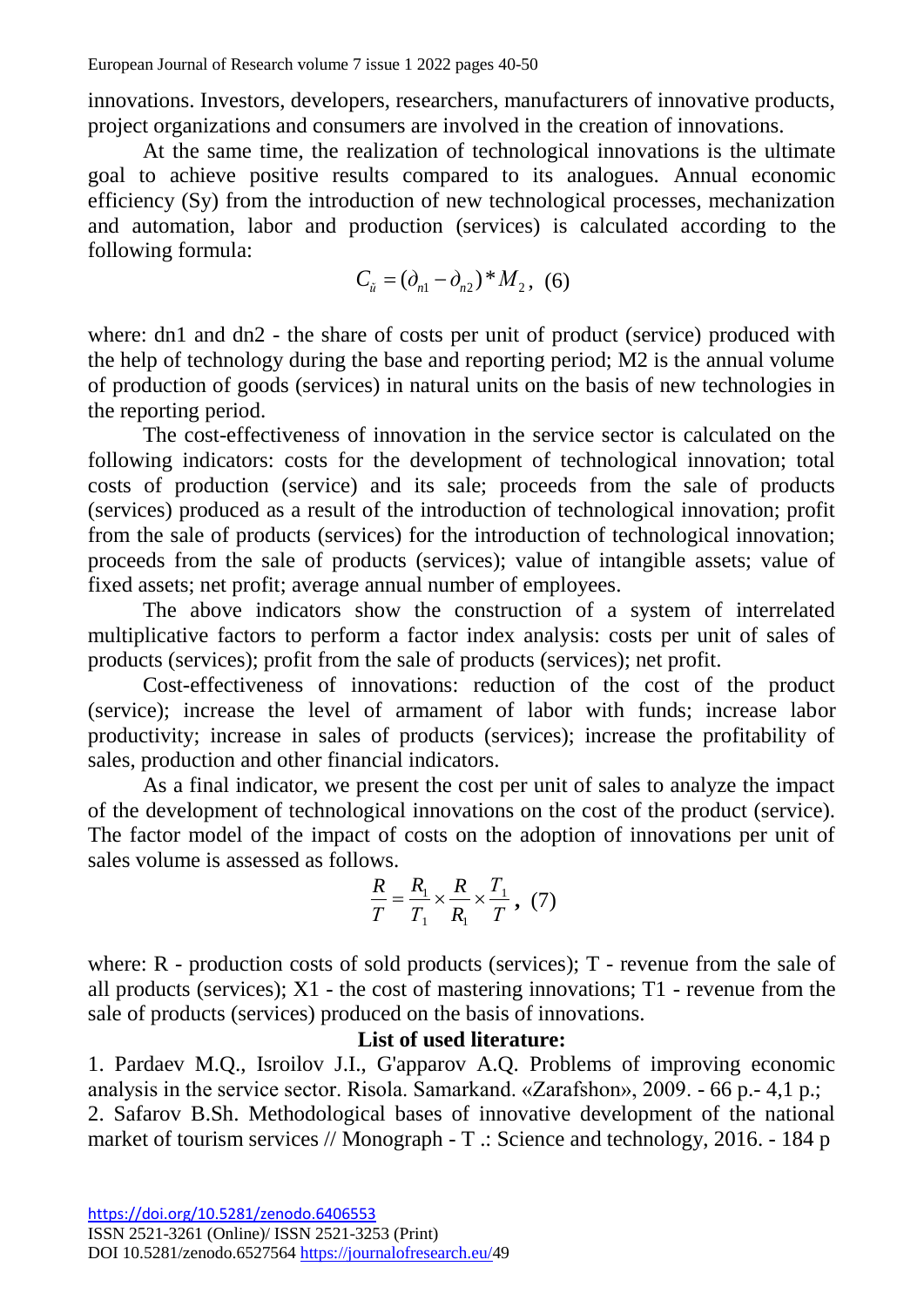innovations. Investors, developers, researchers, manufacturers of innovative products, project organizations and consumers are involved in the creation of innovations.

At the same time, the realization of technological innovations is the ultimate goal to achieve positive results compared to its analogues. Annual economic efficiency (Sy) from the introduction of new technological processes, mechanization and automation, labor and production (services) is calculated according to the following formula:

$$C_{\breve{u}} = (\partial_{n1} - \partial_{n2}) * M_2, \quad (6)$$

where: dn1 and dn2 - the share of costs per unit of product (service) produced with the help of technology during the base and reporting period; M2 is the annual volume of production of goods (services) in natural units on the basis of new technologies in the reporting period.

The cost-effectiveness of innovation in the service sector is calculated on the following indicators: costs for the development of technological innovation; total costs of production (service) and its sale; proceeds from the sale of products (services) produced as a result of the introduction of technological innovation; profit from the sale of products (services) for the introduction of technological innovation; proceeds from the sale of products (services); value of intangible assets; value of fixed assets; net profit; average annual number of employees.

The above indicators show the construction of a system of interrelated multiplicative factors to perform a factor index analysis: costs per unit of sales of products (services); profit from the sale of products (services); net profit.

Cost-effectiveness of innovations: reduction of the cost of the product (service); increase the level of armament of labor with funds; increase labor productivity; increase in sales of products (services); increase the profitability of sales, production and other financial indicators.

As a final indicator, we present the cost per unit of sales to analyze the impact of the development of technological innovations on the cost of the product (service). The factor model of the impact of costs on the adoption of innovations per unit of sales volume is assessed as follows.

$$\frac{R}{T} = \frac{R_1}{T_1} \times \frac{R}{R_1} \times \frac{T_1}{T}, \quad (7)$$

where: R - production costs of sold products (services); T - revenue from the sale of all products (services); X1 - the cost of mastering innovations; T1 - revenue from the sale of products (services) produced on the basis of innovations.

**List of used literature:**

1. Pardaev M.Q., Isroilov J.I., G'apparov A.Q. Problems of improving economic analysis in the service sector. Risola. Samarkand. «Zarafshon», 2009. - 66 p.- 4,1 p.;
2. Safarov B.Sh. Methodological bases of innovative development of the national market of tourism services // Monograph - T .: Science and technology, 2016. - 184 p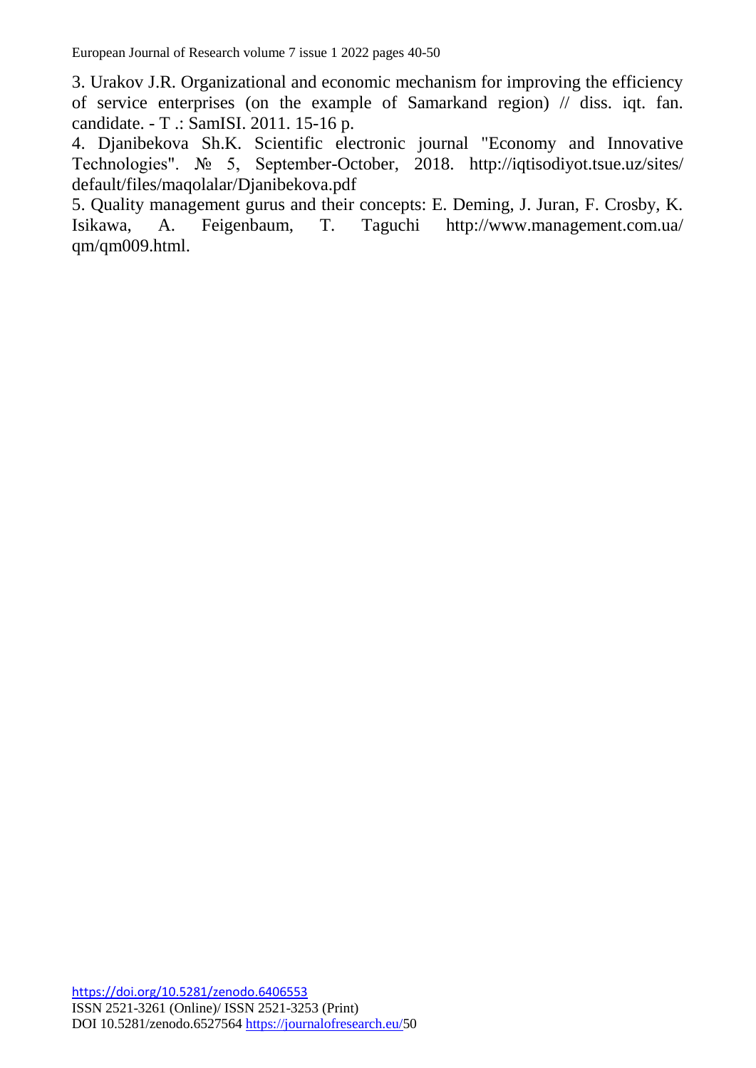3. Urakov J.R. Organizational and economic mechanism for improving the efficiency of service enterprises (on the example of Samarkand region) // diss. iqt. fan. candidate. - T .: SamISI. 2011. 15-16 p.

4. Djanibekova Sh.K. Scientific electronic journal "Economy and Innovative Technologies". № 5, September-October, 2018. http://iqtisodiyot.tsue.uz/sites/default/files/maqolalar/Djanibekova.pdf

5. Quality management gurus and their concepts: E. Deming, J. Juran, F. Crosby, K. Isikawa, A. Feigenbaum, T. Taguchi http://www.management.com.ua/qm/qm009.html.